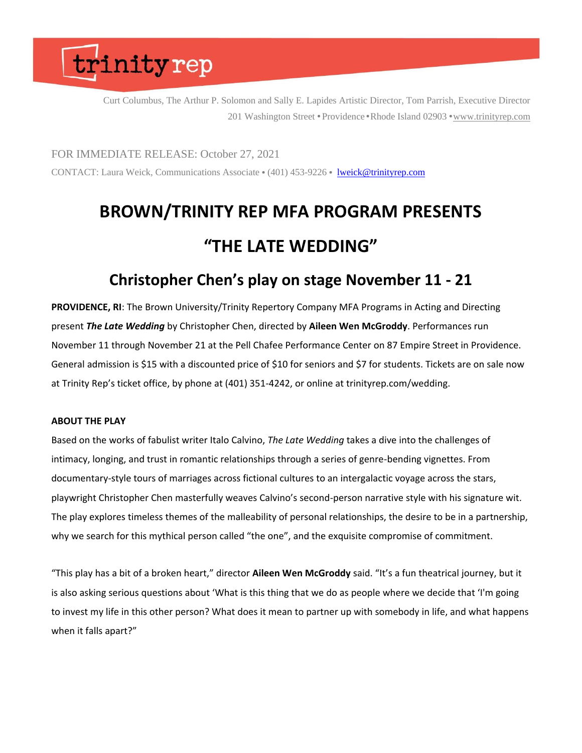trinity rep

Curt Columbus, The Arthur P. Solomon and Sally E. Lapides Artistic Director, Tom Parrish, Executive Director
201 Washington Street • Providence • Rhode Island 02903 • www.trinityrep.com

FOR IMMEDIATE RELEASE: October 27, 2021

CONTACT: Laura Weick, Communications Associate • (401) 453-9226 • lweick@trinityrep.com

# BROWN/TRINITY REP MFA PROGRAM PRESENTS

# "THE LATE WEDDING"

## Christopher Chen's play on stage November 11 - 21

**PROVIDENCE, RI**: The Brown University/Trinity Repertory Company MFA Programs in Acting and Directing present ***The Late Wedding*** by Christopher Chen, directed by **Aileen Wen McGroddy**. Performances run November 11 through November 21 at the Pell Chafee Performance Center on 87 Empire Street in Providence. General admission is $15 with a discounted price of $10 for seniors and $7 for students. Tickets are on sale now at Trinity Rep's ticket office, by phone at (401) 351-4242, or online at trinityrep.com/wedding.

**ABOUT THE PLAY**

Based on the works of fabulist writer Italo Calvino, *The Late Wedding* takes a dive into the challenges of intimacy, longing, and trust in romantic relationships through a series of genre-bending vignettes. From documentary-style tours of marriages across fictional cultures to an intergalactic voyage across the stars, playwright Christopher Chen masterfully weaves Calvino's second-person narrative style with his signature wit. The play explores timeless themes of the malleability of personal relationships, the desire to be in a partnership, why we search for this mythical person called "the one", and the exquisite compromise of commitment.

"This play has a bit of a broken heart," director **Aileen Wen McGroddy** said. "It's a fun theatrical journey, but it is also asking serious questions about 'What is this thing that we do as people where we decide that 'I'm going to invest my life in this other person? What does it mean to partner up with somebody in life, and what happens when it falls apart?"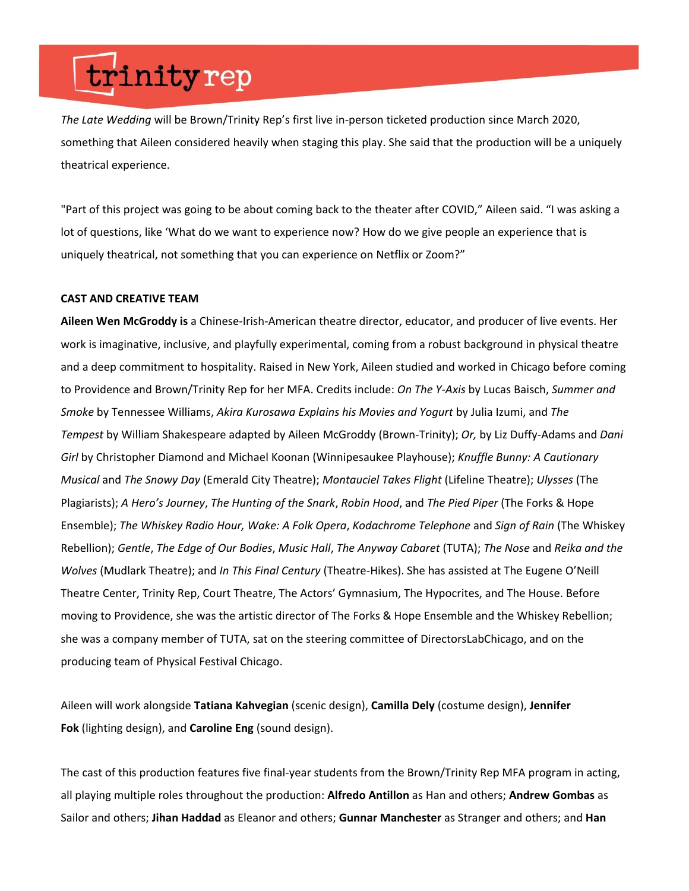*The Late Wedding* will be Brown/Trinity Rep's first live in-person ticketed production since March 2020, something that Aileen considered heavily when staging this play. She said that the production will be a uniquely theatrical experience.

"Part of this project was going to be about coming back to the theater after COVID," Aileen said. "I was asking a lot of questions, like 'What do we want to experience now? How do we give people an experience that is uniquely theatrical, not something that you can experience on Netflix or Zoom?"

**CAST AND CREATIVE TEAM**

**Aileen Wen McGroddy is** a Chinese-Irish-American theatre director, educator, and producer of live events. Her work is imaginative, inclusive, and playfully experimental, coming from a robust background in physical theatre and a deep commitment to hospitality. Raised in New York, Aileen studied and worked in Chicago before coming to Providence and Brown/Trinity Rep for her MFA. Credits include: *On The Y-Axis* by Lucas Baisch, *Summer and Smoke* by Tennessee Williams, *Akira Kurosawa Explains his Movies and Yogurt* by Julia Izumi, and *The Tempest* by William Shakespeare adapted by Aileen McGroddy (Brown-Trinity); *Or,* by Liz Duffy-Adams and *Dani Girl* by Christopher Diamond and Michael Koonan (Winnipesaukee Playhouse); *Knuffle Bunny: A Cautionary Musical* and *The Snowy Day* (Emerald City Theatre); *Montauciel Takes Flight* (Lifeline Theatre); *Ulysses* (The Plagiarists); *A Hero's Journey*, *The Hunting of the Snark*, *Robin Hood*, and *The Pied Piper* (The Forks & Hope Ensemble); *The Whiskey Radio Hour, Wake: A Folk Opera*, *Kodachrome Telephone* and *Sign of Rain* (The Whiskey Rebellion); *Gentle*, *The Edge of Our Bodies*, *Music Hall*, *The Anyway Cabaret* (TUTA); *The Nose* and *Reika and the Wolves* (Mudlark Theatre); and *In This Final Century* (Theatre-Hikes). She has assisted at The Eugene O'Neill Theatre Center, Trinity Rep, Court Theatre, The Actors' Gymnasium, The Hypocrites, and The House. Before moving to Providence, she was the artistic director of The Forks & Hope Ensemble and the Whiskey Rebellion; she was a company member of TUTA, sat on the steering committee of DirectorsLabChicago, and on the producing team of Physical Festival Chicago.

Aileen will work alongside **Tatiana Kahvegian** (scenic design), **Camilla Dely** (costume design), **Jennifer Fok** (lighting design), and **Caroline Eng** (sound design).

The cast of this production features five final-year students from the Brown/Trinity Rep MFA program in acting, all playing multiple roles throughout the production: **Alfredo Antillon** as Han and others; **Andrew Gombas** as Sailor and others; **Jihan Haddad** as Eleanor and others; **Gunnar Manchester** as Stranger and others; and **Han**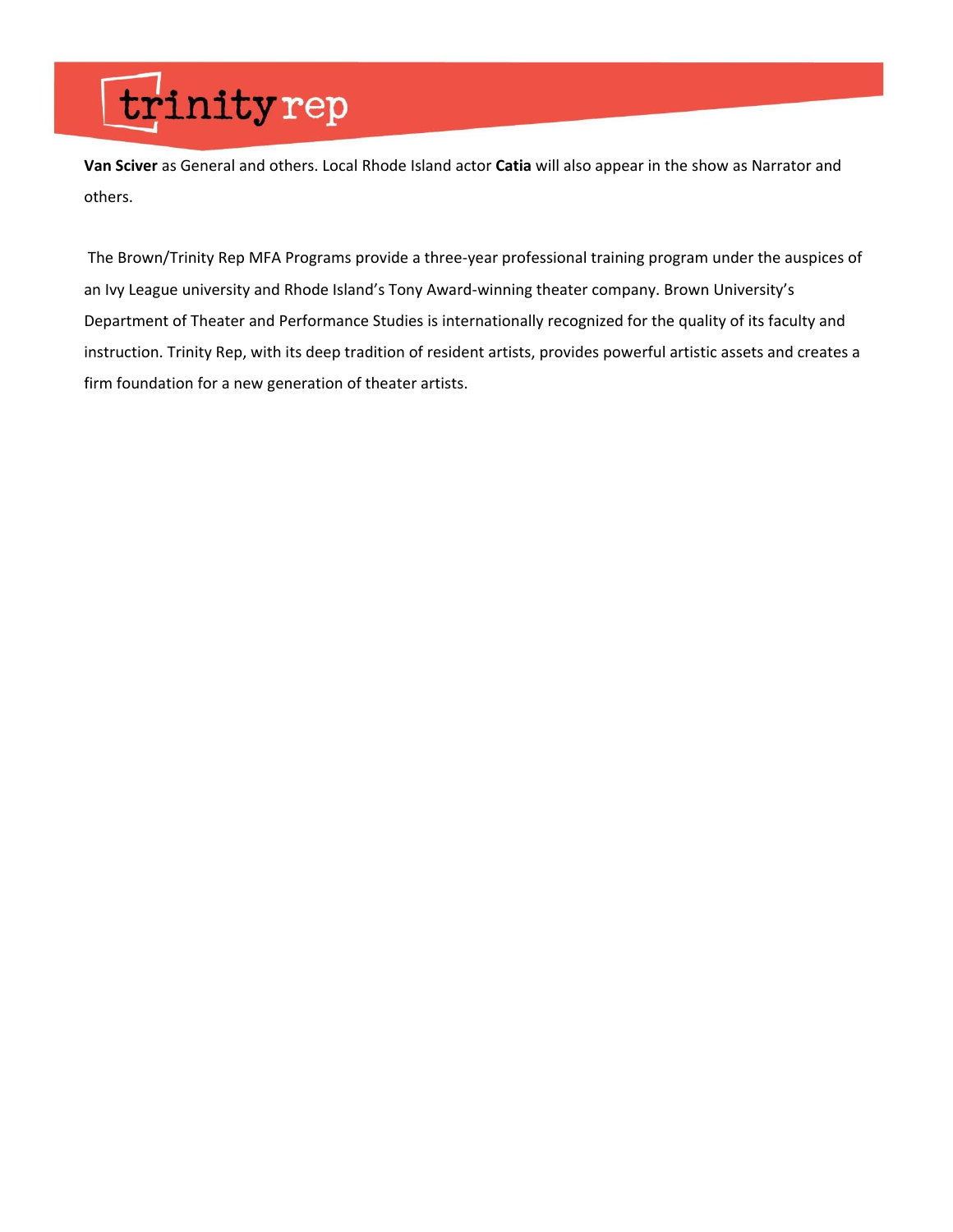**Van Sciver** as General and others. Local Rhode Island actor **Catia** will also appear in the show as Narrator and others.

The Brown/Trinity Rep MFA Programs provide a three-year professional training program under the auspices of an Ivy League university and Rhode Island's Tony Award-winning theater company. Brown University's Department of Theater and Performance Studies is internationally recognized for the quality of its faculty and instruction. Trinity Rep, with its deep tradition of resident artists, provides powerful artistic assets and creates a firm foundation for a new generation of theater artists.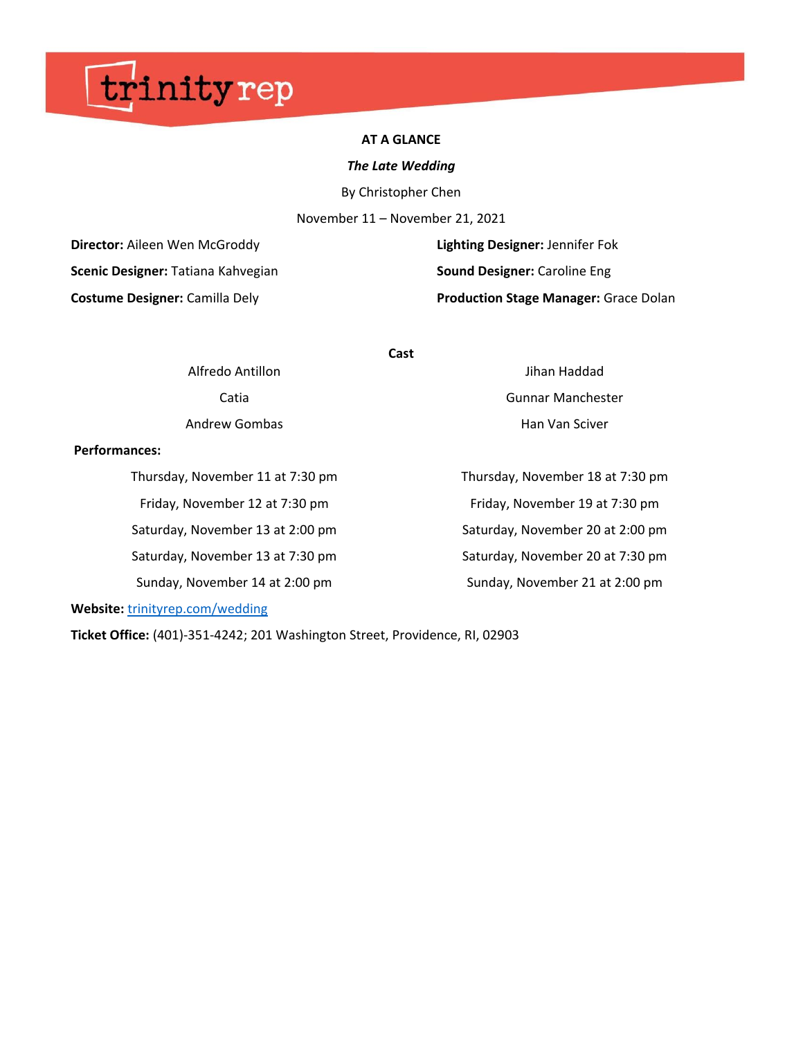trinity rep

**AT A GLANCE**

***The Late Wedding***

By Christopher Chen

November 11 – November 21, 2021

**Director:** Aileen Wen McGroddy

**Scenic Designer:** Tatiana Kahvegian

**Costume Designer:** Camilla Dely

**Lighting Designer:** Jennifer Fok

**Sound Designer:** Caroline Eng

**Production Stage Manager:** Grace Dolan

**Cast**

Alfredo Antillon

Catia

Andrew Gombas

Jihan Haddad

Gunnar Manchester

Han Van Sciver

**Performances:**

Thursday, November 11 at 7:30 pm

Friday, November 12 at 7:30 pm

Saturday, November 13 at 2:00 pm

Saturday, November 13 at 7:30 pm

Sunday, November 14 at 2:00 pm

Thursday, November 18 at 7:30 pm

Friday, November 19 at 7:30 pm

Saturday, November 20 at 2:00 pm

Saturday, November 20 at 7:30 pm

Sunday, November 21 at 2:00 pm

**Website:** trinityrep.com/wedding

**Ticket Office:** (401)-351-4242; 201 Washington Street, Providence, RI, 02903